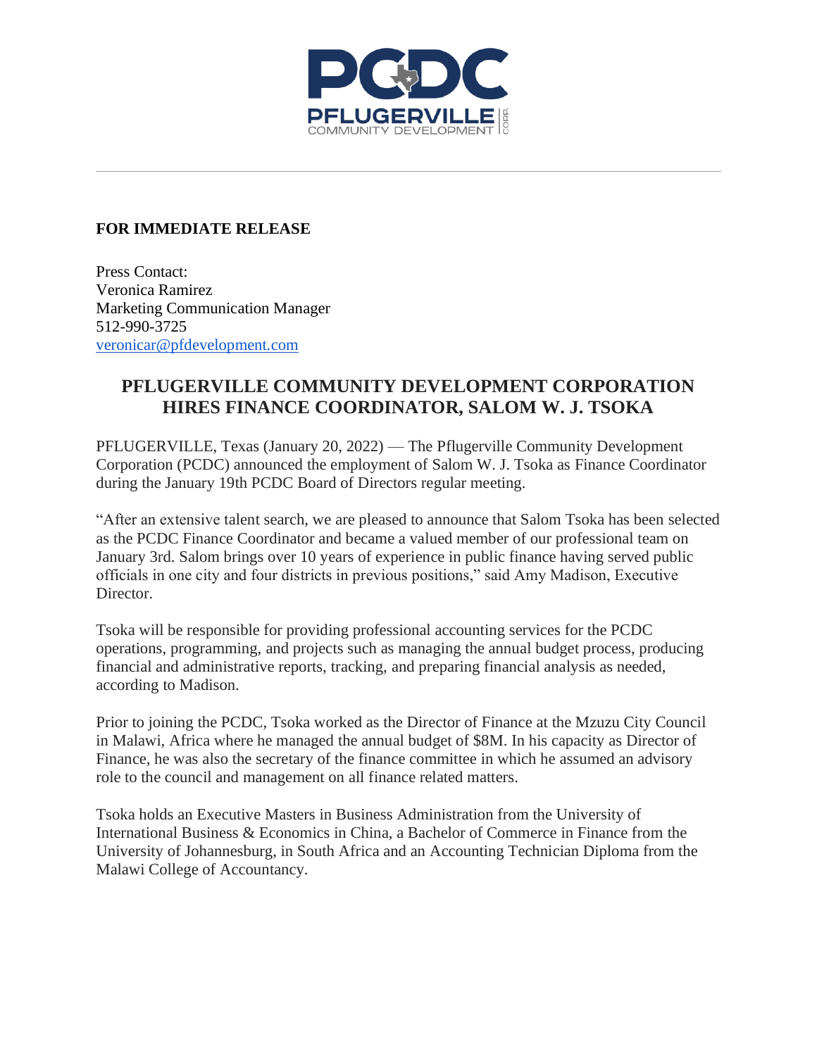**FOR IMMEDIATE RELEASE**

Press Contact:
Veronica Ramirez
Marketing Communication Manager
512-990-3725
veronicar@pfdevelopment.com

## PFLUGERVILLE COMMUNITY DEVELOPMENT CORPORATION HIRES FINANCE COORDINATOR, SALOM W. J. TSOKA

PFLUGERVILLE, Texas (January 20, 2022) — The Pflugerville Community Development Corporation (PCDC) announced the employment of Salom W. J. Tsoka as Finance Coordinator during the January 19th PCDC Board of Directors regular meeting.

"After an extensive talent search, we are pleased to announce that Salom Tsoka has been selected as the PCDC Finance Coordinator and became a valued member of our professional team on January 3rd. Salom brings over 10 years of experience in public finance having served public officials in one city and four districts in previous positions," said Amy Madison, Executive Director.

Tsoka will be responsible for providing professional accounting services for the PCDC operations, programming, and projects such as managing the annual budget process, producing financial and administrative reports, tracking, and preparing financial analysis as needed, according to Madison.

Prior to joining the PCDC, Tsoka worked as the Director of Finance at the Mzuzu City Council in Malawi, Africa where he managed the annual budget of $8M. In his capacity as Director of Finance, he was also the secretary of the finance committee in which he assumed an advisory role to the council and management on all finance related matters.

Tsoka holds an Executive Masters in Business Administration from the University of International Business & Economics in China, a Bachelor of Commerce in Finance from the University of Johannesburg, in South Africa and an Accounting Technician Diploma from the Malawi College of Accountancy.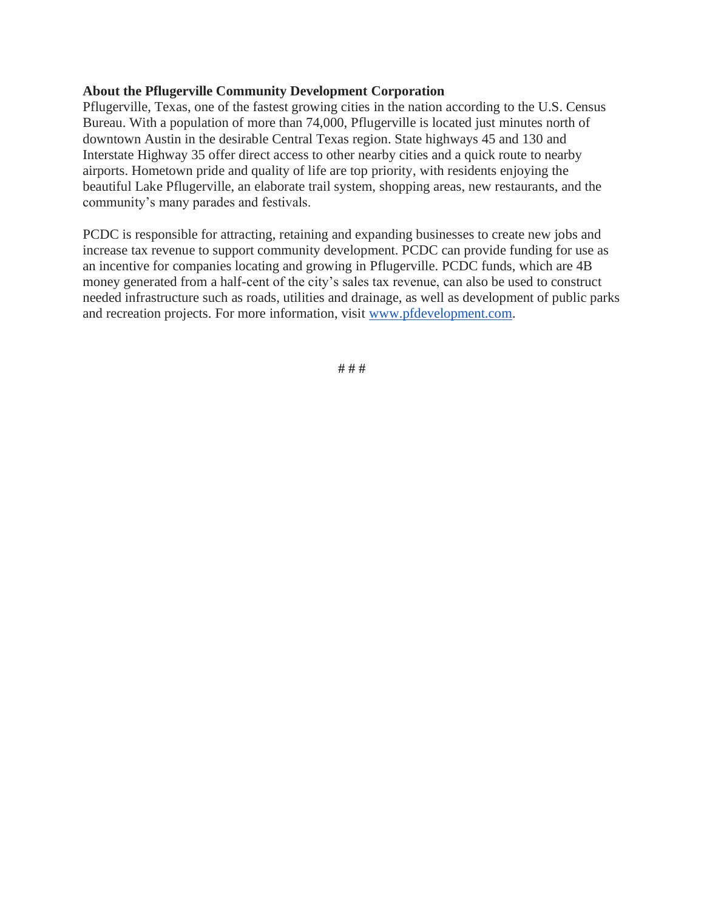**About the Pflugerville Community Development Corporation**

Pflugerville, Texas, one of the fastest growing cities in the nation according to the U.S. Census Bureau. With a population of more than 74,000, Pflugerville is located just minutes north of downtown Austin in the desirable Central Texas region. State highways 45 and 130 and Interstate Highway 35 offer direct access to other nearby cities and a quick route to nearby airports. Hometown pride and quality of life are top priority, with residents enjoying the beautiful Lake Pflugerville, an elaborate trail system, shopping areas, new restaurants, and the community's many parades and festivals.

PCDC is responsible for attracting, retaining and expanding businesses to create new jobs and increase tax revenue to support community development. PCDC can provide funding for use as an incentive for companies locating and growing in Pflugerville. PCDC funds, which are 4B money generated from a half-cent of the city's sales tax revenue, can also be used to construct needed infrastructure such as roads, utilities and drainage, as well as development of public parks and recreation projects. For more information, visit [www.pfdevelopment.com](http://www.pfdevelopment.com).

# # #